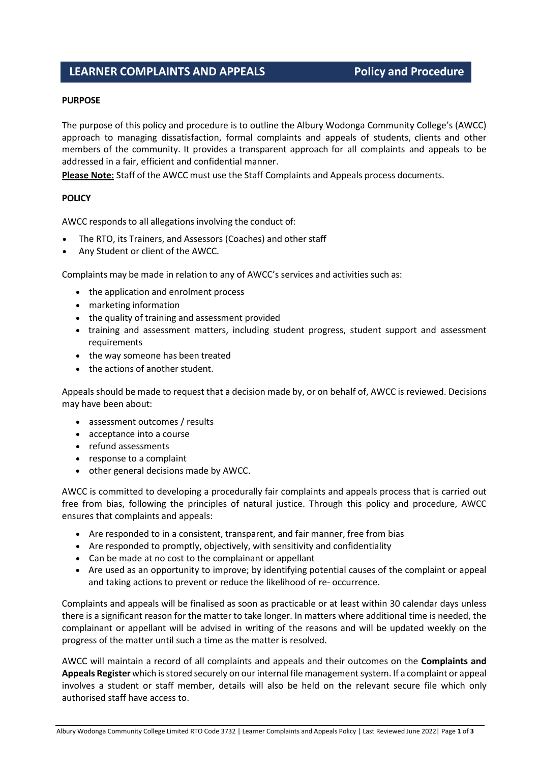# LEARNER COMPLAINTS AND APPEALS Policy and Procedure

## PURPOSE

The purpose of this policy and procedure is to outline the Albury Wodonga Community College's (AWCC) approach to managing dissatisfaction, formal complaints and appeals of students, clients and other members of the community. It provides a transparent approach for all complaints and appeals to be addressed in a fair, efficient and confidential manner.

**Please Note:** Staff of the AWCC must use the Staff Complaints and Appeals process documents.

## POLICY

AWCC responds to all allegations involving the conduct of:

- The RTO, its Trainers, and Assessors (Coaches) and other staff
- Any Student or client of the AWCC.

Complaints may be made in relation to any of AWCC's services and activities such as:

- the application and enrolment process
- marketing information
- the quality of training and assessment provided
- training and assessment matters, including student progress, student support and assessment requirements
- the way someone has been treated
- the actions of another student.

Appeals should be made to request that a decision made by, or on behalf of, AWCC is reviewed. Decisions may have been about:

- assessment outcomes / results
- acceptance into a course
- refund assessments
- response to a complaint
- other general decisions made by AWCC.

AWCC is committed to developing a procedurally fair complaints and appeals process that is carried out free from bias, following the principles of natural justice. Through this policy and procedure, AWCC ensures that complaints and appeals:

- Are responded to in a consistent, transparent, and fair manner, free from bias
- Are responded to promptly, objectively, with sensitivity and confidentiality
- Can be made at no cost to the complainant or appellant
- Are used as an opportunity to improve; by identifying potential causes of the complaint or appeal and taking actions to prevent or reduce the likelihood of re- occurrence.

Complaints and appeals will be finalised as soon as practicable or at least within 30 calendar days unless there is a significant reason for the matter to take longer. In matters where additional time is needed, the complainant or appellant will be advised in writing of the reasons and will be updated weekly on the progress of the matter until such a time as the matter is resolved.

AWCC will maintain a record of all complaints and appeals and their outcomes on the **Complaints and Appeals Register** which is stored securely on our internal file management system. If a complaint or appeal involves a student or staff member, details will also be held on the relevant secure file which only authorised staff have access to.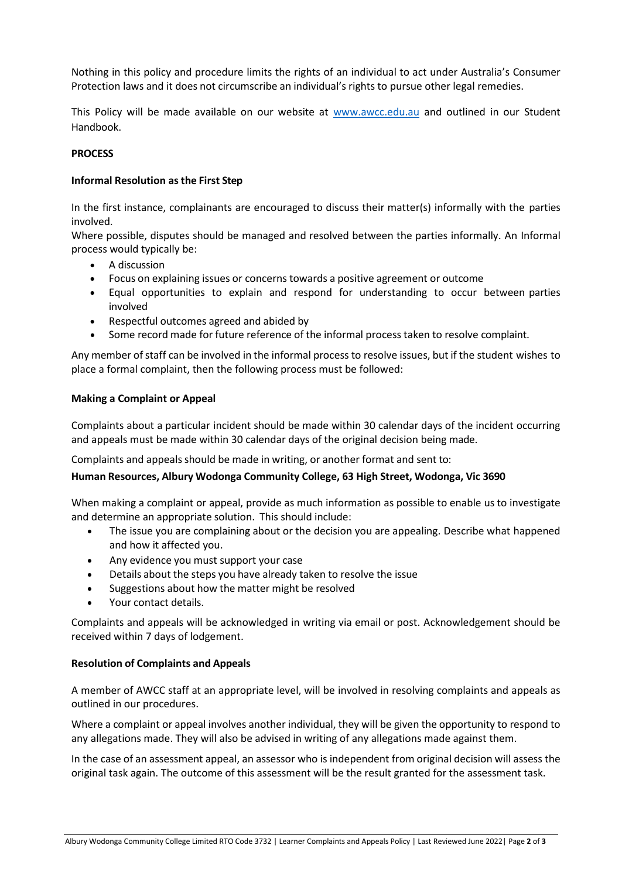Nothing in this policy and procedure limits the rights of an individual to act under Australia's Consumer Protection laws and it does not circumscribe an individual's rights to pursue other legal remedies.

This Policy will be made available on our website at www.awcc.edu.au and outlined in our Student Handbook.

**PROCESS**

**Informal Resolution as the First Step**

In the first instance, complainants are encouraged to discuss their matter(s) informally with the parties involved.

Where possible, disputes should be managed and resolved between the parties informally. An Informal process would typically be:

- A discussion
- Focus on explaining issues or concerns towards a positive agreement or outcome
- Equal opportunities to explain and respond for understanding to occur between parties involved
- Respectful outcomes agreed and abided by
- Some record made for future reference of the informal process taken to resolve complaint.

Any member of staff can be involved in the informal process to resolve issues, but if the student wishes to place a formal complaint, then the following process must be followed:

**Making a Complaint or Appeal**

Complaints about a particular incident should be made within 30 calendar days of the incident occurring and appeals must be made within 30 calendar days of the original decision being made.

Complaints and appeals should be made in writing, or another format and sent to:

**Human Resources, Albury Wodonga Community College, 63 High Street, Wodonga, Vic 3690**

When making a complaint or appeal, provide as much information as possible to enable us to investigate and determine an appropriate solution. This should include:

- The issue you are complaining about or the decision you are appealing. Describe what happened and how it affected you.
- Any evidence you must support your case
- Details about the steps you have already taken to resolve the issue
- Suggestions about how the matter might be resolved
- Your contact details.

Complaints and appeals will be acknowledged in writing via email or post. Acknowledgement should be received within 7 days of lodgement.

**Resolution of Complaints and Appeals**

A member of AWCC staff at an appropriate level, will be involved in resolving complaints and appeals as outlined in our procedures.

Where a complaint or appeal involves another individual, they will be given the opportunity to respond to any allegations made. They will also be advised in writing of any allegations made against them.

In the case of an assessment appeal, an assessor who is independent from original decision will assess the original task again. The outcome of this assessment will be the result granted for the assessment task.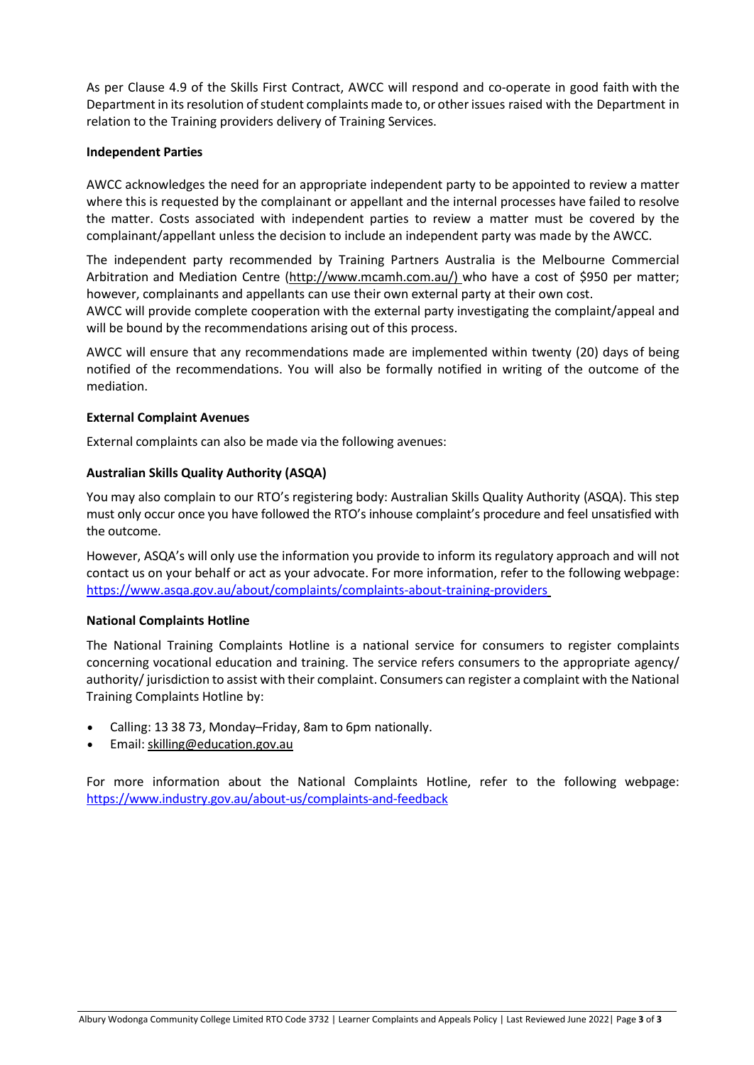As per Clause 4.9 of the Skills First Contract, AWCC will respond and co-operate in good faith with the Department in its resolution of student complaints made to, or other issues raised with the Department in relation to the Training providers delivery of Training Services.

**Independent Parties**

AWCC acknowledges the need for an appropriate independent party to be appointed to review a matter where this is requested by the complainant or appellant and the internal processes have failed to resolve the matter. Costs associated with independent parties to review a matter must be covered by the complainant/appellant unless the decision to include an independent party was made by the AWCC.

The independent party recommended by Training Partners Australia is the Melbourne Commercial Arbitration and Mediation Centre (http://www.mcamh.com.au/) who have a cost of $950 per matter; however, complainants and appellants can use their own external party at their own cost.
AWCC will provide complete cooperation with the external party investigating the complaint/appeal and will be bound by the recommendations arising out of this process.

AWCC will ensure that any recommendations made are implemented within twenty (20) days of being notified of the recommendations. You will also be formally notified in writing of the outcome of the mediation.

**External Complaint Avenues**

External complaints can also be made via the following avenues:

**Australian Skills Quality Authority (ASQA)**

You may also complain to our RTO's registering body: Australian Skills Quality Authority (ASQA). This step must only occur once you have followed the RTO's inhouse complaint's procedure and feel unsatisfied with the outcome.

However, ASQA's will only use the information you provide to inform its regulatory approach and will not contact us on your behalf or act as your advocate. For more information, refer to the following webpage: https://www.asqa.gov.au/about/complaints/complaints-about-training-providers

**National Complaints Hotline**

The National Training Complaints Hotline is a national service for consumers to register complaints concerning vocational education and training. The service refers consumers to the appropriate agency/ authority/ jurisdiction to assist with their complaint. Consumers can register a complaint with the National Training Complaints Hotline by:

- Calling: 13 38 73, Monday–Friday, 8am to 6pm nationally.
- Email: skilling@education.gov.au

For more information about the National Complaints Hotline, refer to the following webpage: https://www.industry.gov.au/about-us/complaints-and-feedback